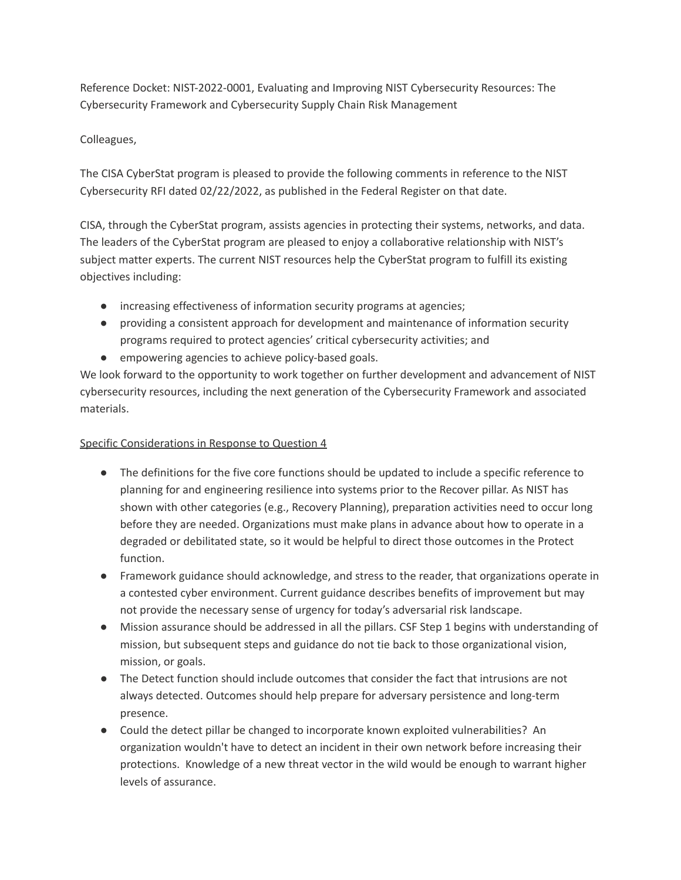Reference Docket: NIST-2022-0001, Evaluating and Improving NIST Cybersecurity Resources: The Cybersecurity Framework and Cybersecurity Supply Chain Risk Management

Colleagues,

The CISA CyberStat program is pleased to provide the following comments in reference to the NIST Cybersecurity RFI dated 02/22/2022, as published in the Federal Register on that date.

CISA, through the CyberStat program, assists agencies in protecting their systems, networks, and data. The leaders of the CyberStat program are pleased to enjoy a collaborative relationship with NIST's subject matter experts. The current NIST resources help the CyberStat program to fulfill its existing objectives including:

- increasing effectiveness of information security programs at agencies;
- providing a consistent approach for development and maintenance of information security programs required to protect agencies' critical cybersecurity activities; and
- empowering agencies to achieve policy-based goals.

We look forward to the opportunity to work together on further development and advancement of NIST cybersecurity resources, including the next generation of the Cybersecurity Framework and associated materials.

<u>Specific Considerations in Response to Question 4</u>

- The definitions for the five core functions should be updated to include a specific reference to planning for and engineering resilience into systems prior to the Recover pillar. As NIST has shown with other categories (e.g., Recovery Planning), preparation activities need to occur long before they are needed. Organizations must make plans in advance about how to operate in a degraded or debilitated state, so it would be helpful to direct those outcomes in the Protect function.
- Framework guidance should acknowledge, and stress to the reader, that organizations operate in a contested cyber environment. Current guidance describes benefits of improvement but may not provide the necessary sense of urgency for today's adversarial risk landscape.
- Mission assurance should be addressed in all the pillars. CSF Step 1 begins with understanding of mission, but subsequent steps and guidance do not tie back to those organizational vision, mission, or goals.
- The Detect function should include outcomes that consider the fact that intrusions are not always detected. Outcomes should help prepare for adversary persistence and long-term presence.
- Could the detect pillar be changed to incorporate known exploited vulnerabilities? An organization wouldn't have to detect an incident in their own network before increasing their protections. Knowledge of a new threat vector in the wild would be enough to warrant higher levels of assurance.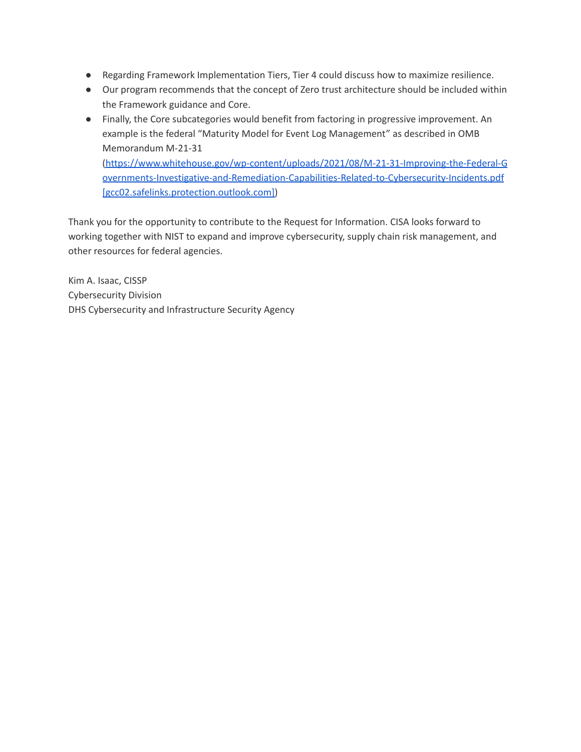- Regarding Framework Implementation Tiers, Tier 4 could discuss how to maximize resilience.
- Our program recommends that the concept of Zero trust architecture should be included within the Framework guidance and Core.
- Finally, the Core subcategories would benefit from factoring in progressive improvement. An example is the federal "Maturity Model for Event Log Management" as described in OMB Memorandum M-21-31 (https://www.whitehouse.gov/wp-content/uploads/2021/08/M-21-31-Improving-the-Federal-Governments-Investigative-and-Remediation-Capabilities-Related-to-Cybersecurity-Incidents.pdf [gcc02.safelinks.protection.outlook.com])

Thank you for the opportunity to contribute to the Request for Information. CISA looks forward to working together with NIST to expand and improve cybersecurity, supply chain risk management, and other resources for federal agencies.

Kim A. Isaac, CISSP
Cybersecurity Division
DHS Cybersecurity and Infrastructure Security Agency